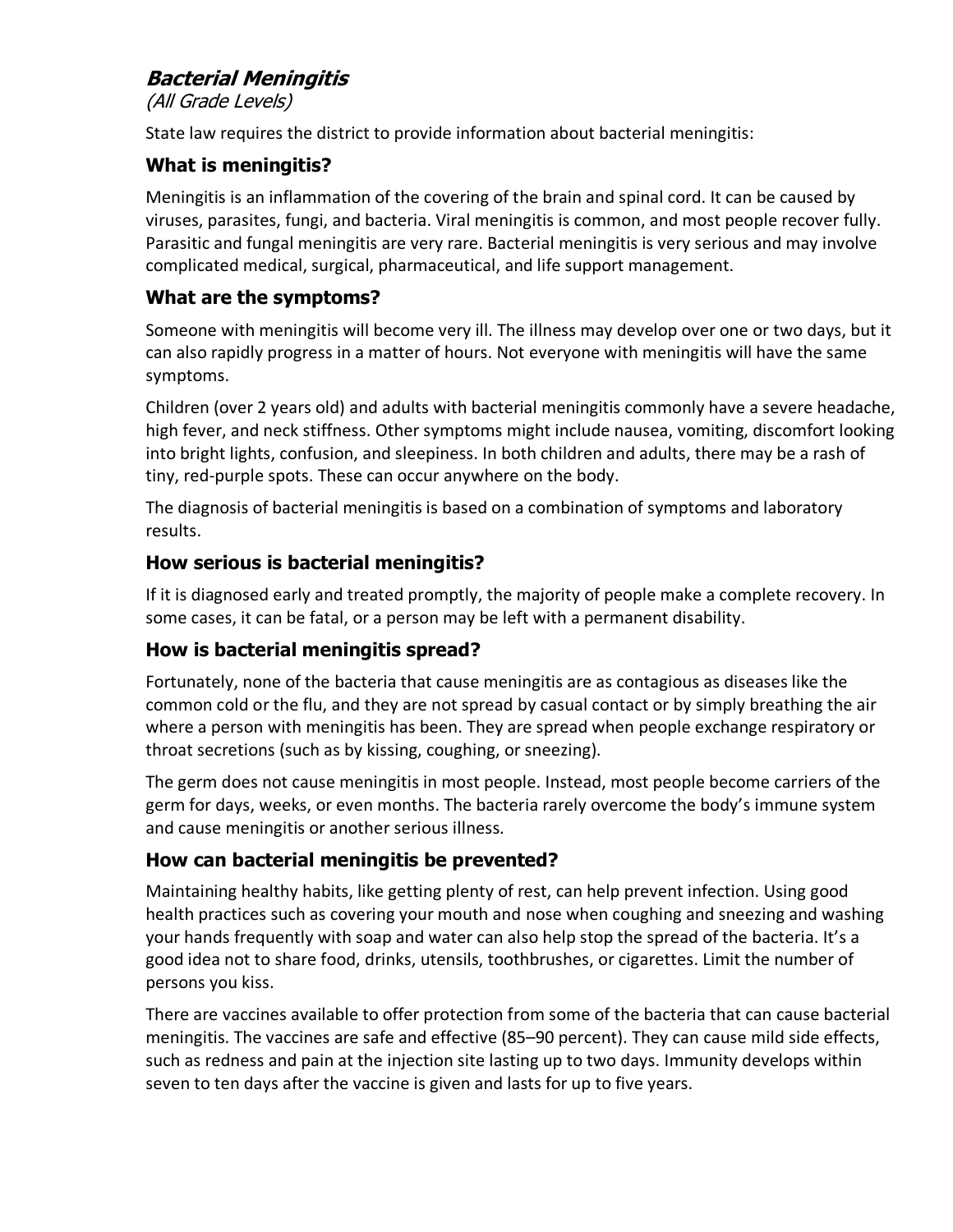## ***Bacterial Meningitis***

*(All Grade Levels)*

State law requires the district to provide information about bacterial meningitis:

### What is meningitis?

Meningitis is an inflammation of the covering of the brain and spinal cord. It can be caused by viruses, parasites, fungi, and bacteria. Viral meningitis is common, and most people recover fully. Parasitic and fungal meningitis are very rare. Bacterial meningitis is very serious and may involve complicated medical, surgical, pharmaceutical, and life support management.

### What are the symptoms?

Someone with meningitis will become very ill. The illness may develop over one or two days, but it can also rapidly progress in a matter of hours. Not everyone with meningitis will have the same symptoms.

Children (over 2 years old) and adults with bacterial meningitis commonly have a severe headache, high fever, and neck stiffness. Other symptoms might include nausea, vomiting, discomfort looking into bright lights, confusion, and sleepiness. In both children and adults, there may be a rash of tiny, red-purple spots. These can occur anywhere on the body.

The diagnosis of bacterial meningitis is based on a combination of symptoms and laboratory results.

### How serious is bacterial meningitis?

If it is diagnosed early and treated promptly, the majority of people make a complete recovery. In some cases, it can be fatal, or a person may be left with a permanent disability.

### How is bacterial meningitis spread?

Fortunately, none of the bacteria that cause meningitis are as contagious as diseases like the common cold or the flu, and they are not spread by casual contact or by simply breathing the air where a person with meningitis has been. They are spread when people exchange respiratory or throat secretions (such as by kissing, coughing, or sneezing).

The germ does not cause meningitis in most people. Instead, most people become carriers of the germ for days, weeks, or even months. The bacteria rarely overcome the body's immune system and cause meningitis or another serious illness.

### How can bacterial meningitis be prevented?

Maintaining healthy habits, like getting plenty of rest, can help prevent infection. Using good health practices such as covering your mouth and nose when coughing and sneezing and washing your hands frequently with soap and water can also help stop the spread of the bacteria. It's a good idea not to share food, drinks, utensils, toothbrushes, or cigarettes. Limit the number of persons you kiss.

There are vaccines available to offer protection from some of the bacteria that can cause bacterial meningitis. The vaccines are safe and effective (85–90 percent). They can cause mild side effects, such as redness and pain at the injection site lasting up to two days. Immunity develops within seven to ten days after the vaccine is given and lasts for up to five years.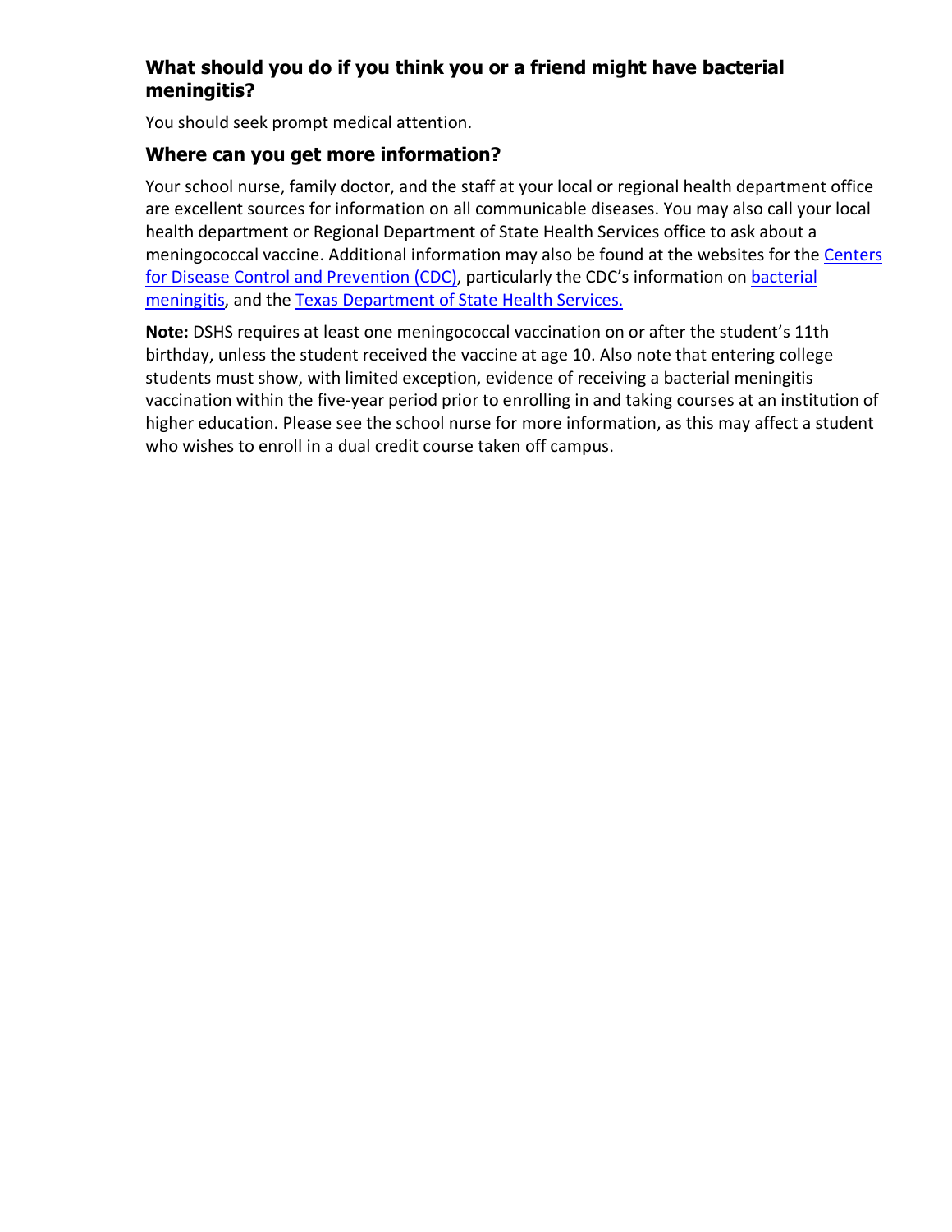### What should you do if you think you or a friend might have bacterial meningitis?

You should seek prompt medical attention.

### Where can you get more information?

Your school nurse, family doctor, and the staff at your local or regional health department office are excellent sources for information on all communicable diseases. You may also call your local health department or Regional Department of State Health Services office to ask about a meningococcal vaccine. Additional information may also be found at the websites for the [Centers for Disease Control and Prevention (CDC)](), particularly the CDC's information on [bacterial meningitis](), and the [Texas Department of State Health Services.]()

**Note:** DSHS requires at least one meningococcal vaccination on or after the student's 11th birthday, unless the student received the vaccine at age 10. Also note that entering college students must show, with limited exception, evidence of receiving a bacterial meningitis vaccination within the five-year period prior to enrolling in and taking courses at an institution of higher education. Please see the school nurse for more information, as this may affect a student who wishes to enroll in a dual credit course taken off campus.